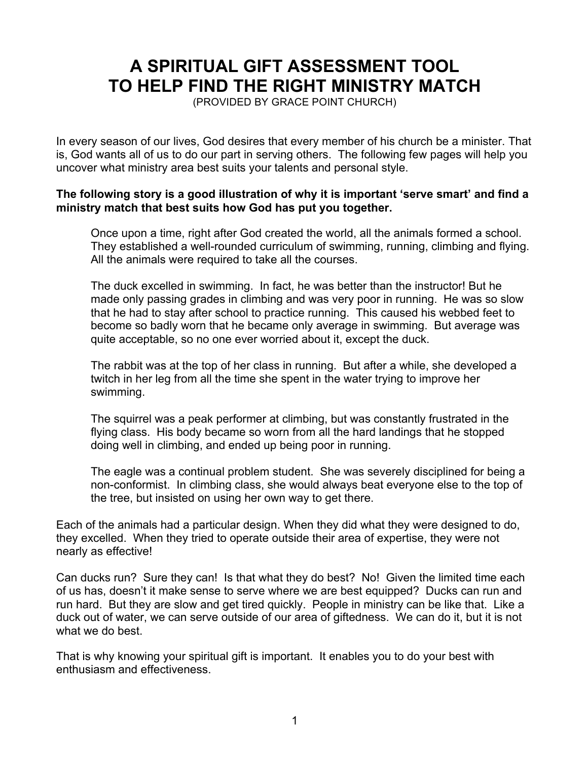# A SPIRITUAL GIFT ASSESSMENT TOOL TO HELP FIND THE RIGHT MINISTRY MATCH

(PROVIDED BY GRACE POINT CHURCH)

In every season of our lives, God desires that every member of his church be a minister. That is, God wants all of us to do our part in serving others. The following few pages will help you uncover what ministry area best suits your talents and personal style.

**The following story is a good illustration of why it is important 'serve smart' and find a ministry match that best suits how God has put you together.**

> Once upon a time, right after God created the world, all the animals formed a school. They established a well-rounded curriculum of swimming, running, climbing and flying. All the animals were required to take all the courses.
>
> The duck excelled in swimming. In fact, he was better than the instructor! But he made only passing grades in climbing and was very poor in running. He was so slow that he had to stay after school to practice running. This caused his webbed feet to become so badly worn that he became only average in swimming. But average was quite acceptable, so no one ever worried about it, except the duck.
>
> The rabbit was at the top of her class in running. But after a while, she developed a twitch in her leg from all the time she spent in the water trying to improve her swimming.
>
> The squirrel was a peak performer at climbing, but was constantly frustrated in the flying class. His body became so worn from all the hard landings that he stopped doing well in climbing, and ended up being poor in running.
>
> The eagle was a continual problem student. She was severely disciplined for being a non-conformist. In climbing class, she would always beat everyone else to the top of the tree, but insisted on using her own way to get there.

Each of the animals had a particular design. When they did what they were designed to do, they excelled. When they tried to operate outside their area of expertise, they were not nearly as effective!

Can ducks run? Sure they can! Is that what they do best? No! Given the limited time each of us has, doesn't it make sense to serve where we are best equipped? Ducks can run and run hard. But they are slow and get tired quickly. People in ministry can be like that. Like a duck out of water, we can serve outside of our area of giftedness. We can do it, but it is not what we do best.

That is why knowing your spiritual gift is important. It enables you to do your best with enthusiasm and effectiveness.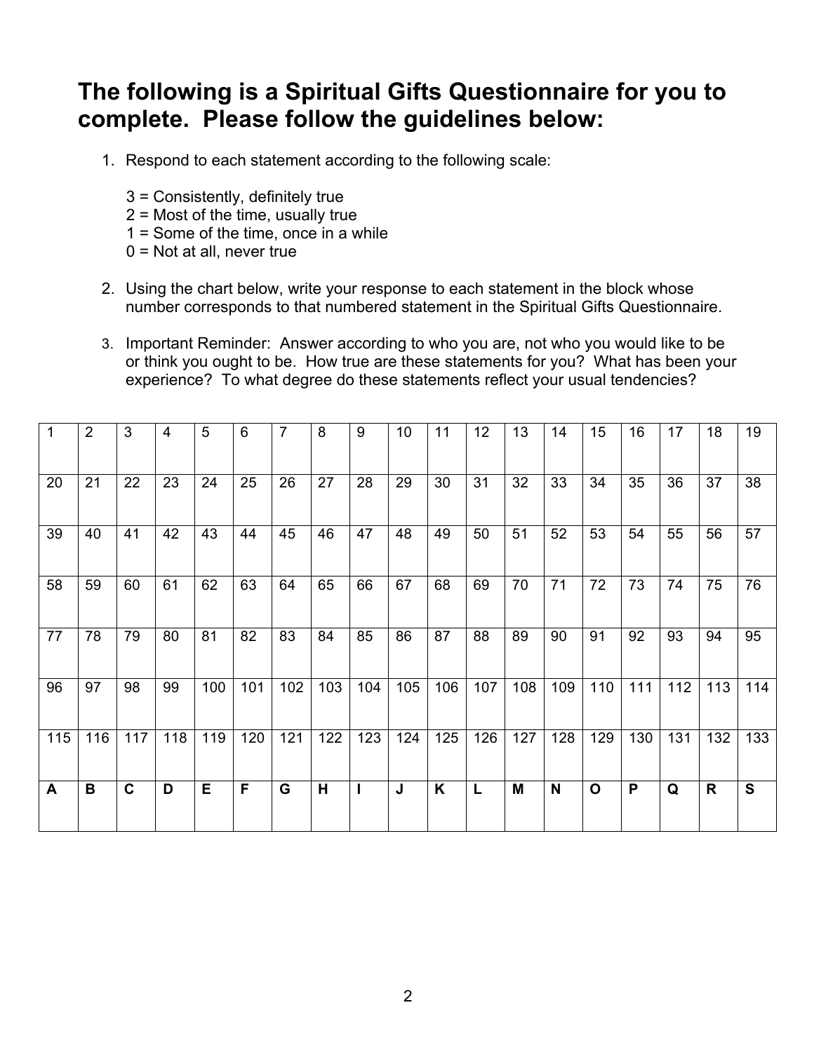## The following is a Spiritual Gifts Questionnaire for you to complete. Please follow the guidelines below:

1. Respond to each statement according to the following scale:

   3 = Consistently, definitely true
   2 = Most of the time, usually true
   1 = Some of the time, once in a while
   0 = Not at all, never true

2. Using the chart below, write your response to each statement in the block whose number corresponds to that numbered statement in the Spiritual Gifts Questionnaire.

3. Important Reminder: Answer according to who you are, not who you would like to be or think you ought to be. How true are these statements for you? What has been your experience? To what degree do these statements reflect your usual tendencies?

| 1 | 2 | 3 | 4 | 5 | 6 | 7 | 8 | 9 | 10 | 11 | 12 | 13 | 14 | 15 | 16 | 17 | 18 | 19 |
|---|---|---|---|---|---|---|---|---|---|---|---|---|---|---|---|---|---|---|
| 20 | 21 | 22 | 23 | 24 | 25 | 26 | 27 | 28 | 29 | 30 | 31 | 32 | 33 | 34 | 35 | 36 | 37 | 38 |
| 39 | 40 | 41 | 42 | 43 | 44 | 45 | 46 | 47 | 48 | 49 | 50 | 51 | 52 | 53 | 54 | 55 | 56 | 57 |
| 58 | 59 | 60 | 61 | 62 | 63 | 64 | 65 | 66 | 67 | 68 | 69 | 70 | 71 | 72 | 73 | 74 | 75 | 76 |
| 77 | 78 | 79 | 80 | 81 | 82 | 83 | 84 | 85 | 86 | 87 | 88 | 89 | 90 | 91 | 92 | 93 | 94 | 95 |
| 96 | 97 | 98 | 99 | 100 | 101 | 102 | 103 | 104 | 105 | 106 | 107 | 108 | 109 | 110 | 111 | 112 | 113 | 114 |
| 115 | 116 | 117 | 118 | 119 | 120 | 121 | 122 | 123 | 124 | 125 | 126 | 127 | 128 | 129 | 130 | 131 | 132 | 133 |
| **A** | **B** | **C** | **D** | **E** | **F** | **G** | **H** | **I** | **J** | **K** | **L** | **M** | **N** | **O** | **P** | **Q** | **R** | **S** |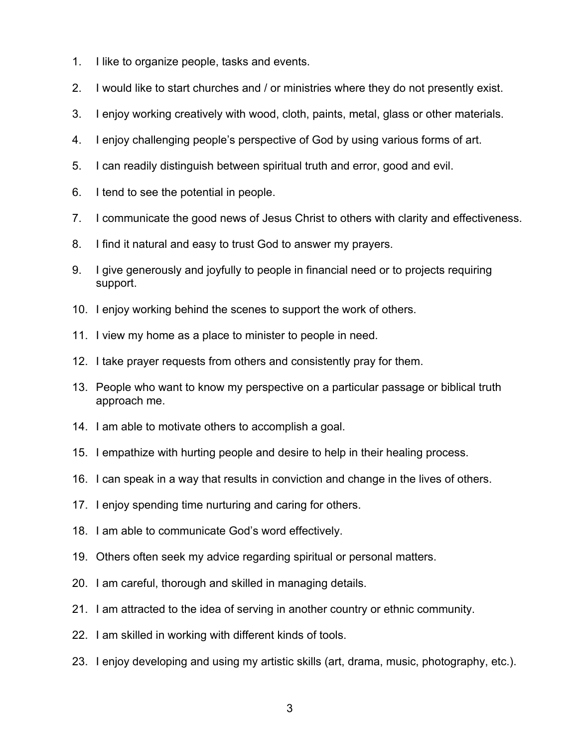1. I like to organize people, tasks and events.
2. I would like to start churches and / or ministries where they do not presently exist.
3. I enjoy working creatively with wood, cloth, paints, metal, glass or other materials.
4. I enjoy challenging people's perspective of God by using various forms of art.
5. I can readily distinguish between spiritual truth and error, good and evil.
6. I tend to see the potential in people.
7. I communicate the good news of Jesus Christ to others with clarity and effectiveness.
8. I find it natural and easy to trust God to answer my prayers.
9. I give generously and joyfully to people in financial need or to projects requiring support.
10. I enjoy working behind the scenes to support the work of others.
11. I view my home as a place to minister to people in need.
12. I take prayer requests from others and consistently pray for them.
13. People who want to know my perspective on a particular passage or biblical truth approach me.
14. I am able to motivate others to accomplish a goal.
15. I empathize with hurting people and desire to help in their healing process.
16. I can speak in a way that results in conviction and change in the lives of others.
17. I enjoy spending time nurturing and caring for others.
18. I am able to communicate God's word effectively.
19. Others often seek my advice regarding spiritual or personal matters.
20. I am careful, thorough and skilled in managing details.
21. I am attracted to the idea of serving in another country or ethnic community.
22. I am skilled in working with different kinds of tools.
23. I enjoy developing and using my artistic skills (art, drama, music, photography, etc.).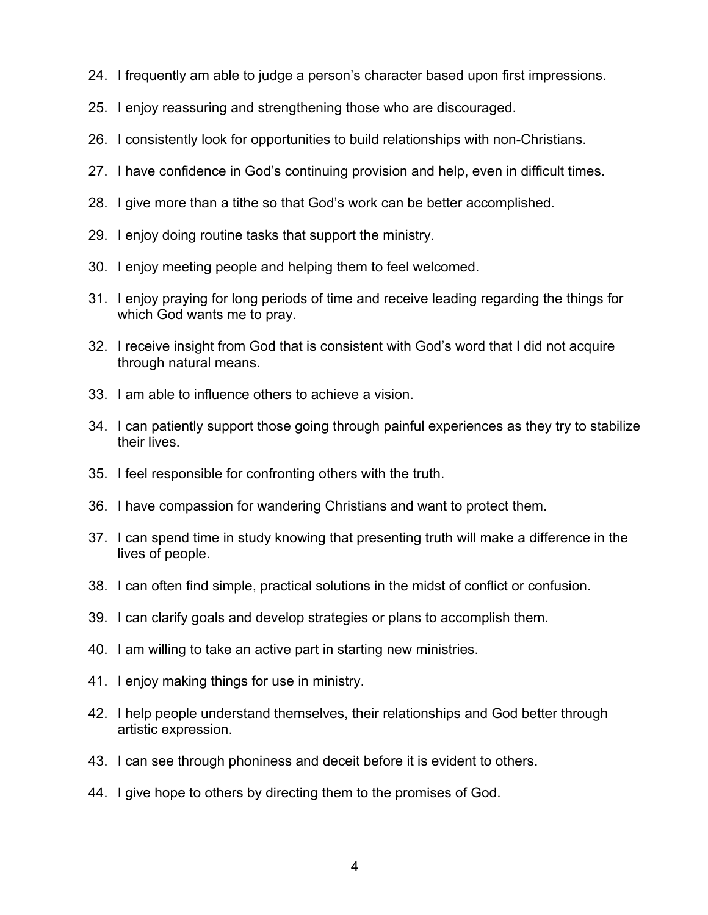24. I frequently am able to judge a person's character based upon first impressions.
25. I enjoy reassuring and strengthening those who are discouraged.
26. I consistently look for opportunities to build relationships with non-Christians.
27. I have confidence in God's continuing provision and help, even in difficult times.
28. I give more than a tithe so that God's work can be better accomplished.
29. I enjoy doing routine tasks that support the ministry.
30. I enjoy meeting people and helping them to feel welcomed.
31. I enjoy praying for long periods of time and receive leading regarding the things for which God wants me to pray.
32. I receive insight from God that is consistent with God's word that I did not acquire through natural means.
33. I am able to influence others to achieve a vision.
34. I can patiently support those going through painful experiences as they try to stabilize their lives.
35. I feel responsible for confronting others with the truth.
36. I have compassion for wandering Christians and want to protect them.
37. I can spend time in study knowing that presenting truth will make a difference in the lives of people.
38. I can often find simple, practical solutions in the midst of conflict or confusion.
39. I can clarify goals and develop strategies or plans to accomplish them.
40. I am willing to take an active part in starting new ministries.
41. I enjoy making things for use in ministry.
42. I help people understand themselves, their relationships and God better through artistic expression.
43. I can see through phoniness and deceit before it is evident to others.
44. I give hope to others by directing them to the promises of God.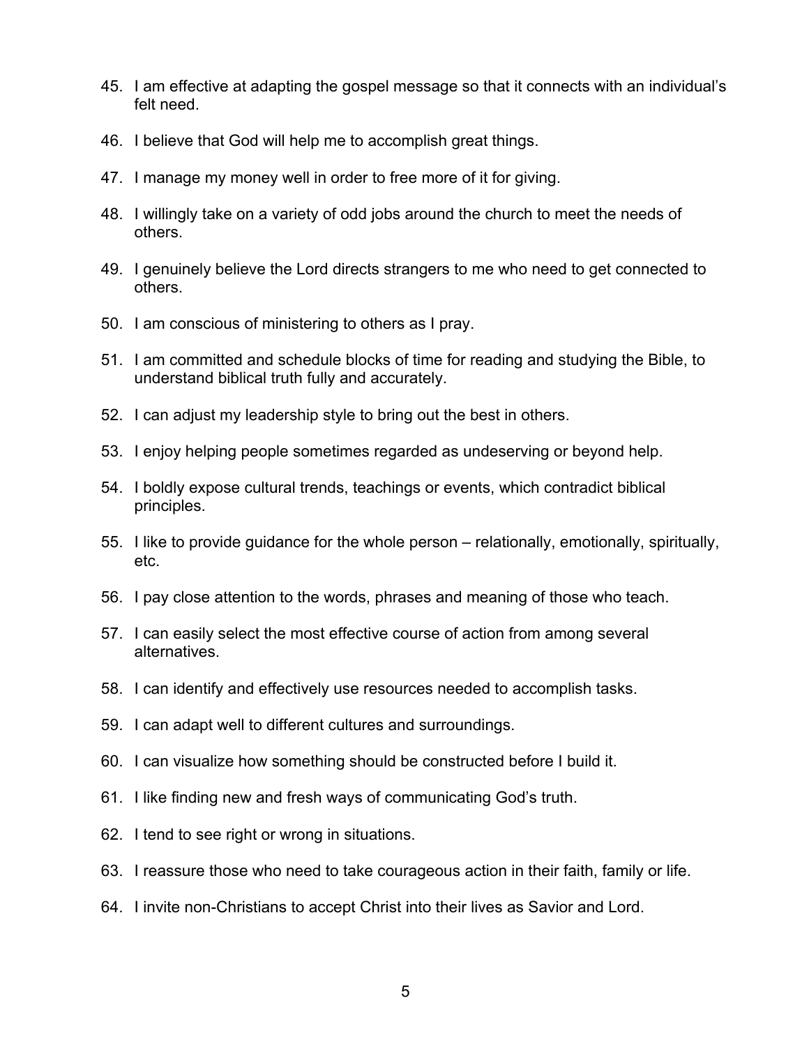45. I am effective at adapting the gospel message so that it connects with an individual's felt need.
46. I believe that God will help me to accomplish great things.
47. I manage my money well in order to free more of it for giving.
48. I willingly take on a variety of odd jobs around the church to meet the needs of others.
49. I genuinely believe the Lord directs strangers to me who need to get connected to others.
50. I am conscious of ministering to others as I pray.
51. I am committed and schedule blocks of time for reading and studying the Bible, to understand biblical truth fully and accurately.
52. I can adjust my leadership style to bring out the best in others.
53. I enjoy helping people sometimes regarded as undeserving or beyond help.
54. I boldly expose cultural trends, teachings or events, which contradict biblical principles.
55. I like to provide guidance for the whole person – relationally, emotionally, spiritually, etc.
56. I pay close attention to the words, phrases and meaning of those who teach.
57. I can easily select the most effective course of action from among several alternatives.
58. I can identify and effectively use resources needed to accomplish tasks.
59. I can adapt well to different cultures and surroundings.
60. I can visualize how something should be constructed before I build it.
61. I like finding new and fresh ways of communicating God's truth.
62. I tend to see right or wrong in situations.
63. I reassure those who need to take courageous action in their faith, family or life.
64. I invite non-Christians to accept Christ into their lives as Savior and Lord.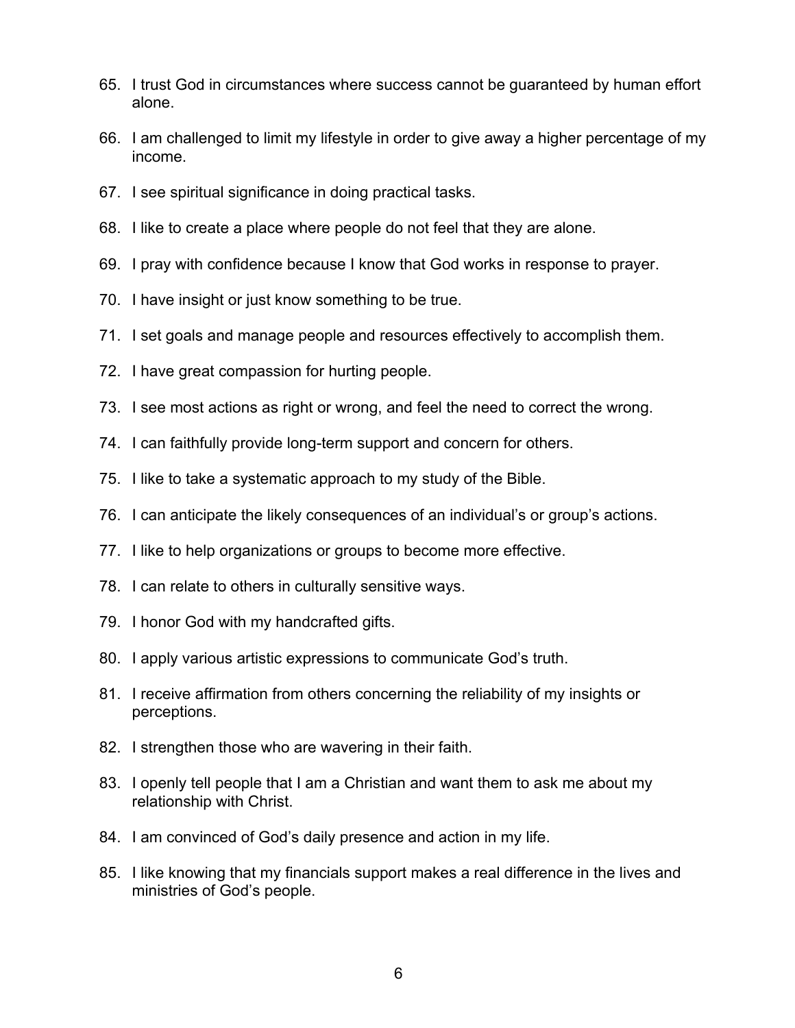65. I trust God in circumstances where success cannot be guaranteed by human effort alone.
66. I am challenged to limit my lifestyle in order to give away a higher percentage of my income.
67. I see spiritual significance in doing practical tasks.
68. I like to create a place where people do not feel that they are alone.
69. I pray with confidence because I know that God works in response to prayer.
70. I have insight or just know something to be true.
71. I set goals and manage people and resources effectively to accomplish them.
72. I have great compassion for hurting people.
73. I see most actions as right or wrong, and feel the need to correct the wrong.
74. I can faithfully provide long-term support and concern for others.
75. I like to take a systematic approach to my study of the Bible.
76. I can anticipate the likely consequences of an individual's or group's actions.
77. I like to help organizations or groups to become more effective.
78. I can relate to others in culturally sensitive ways.
79. I honor God with my handcrafted gifts.
80. I apply various artistic expressions to communicate God's truth.
81. I receive affirmation from others concerning the reliability of my insights or perceptions.
82. I strengthen those who are wavering in their faith.
83. I openly tell people that I am a Christian and want them to ask me about my relationship with Christ.
84. I am convinced of God's daily presence and action in my life.
85. I like knowing that my financials support makes a real difference in the lives and ministries of God's people.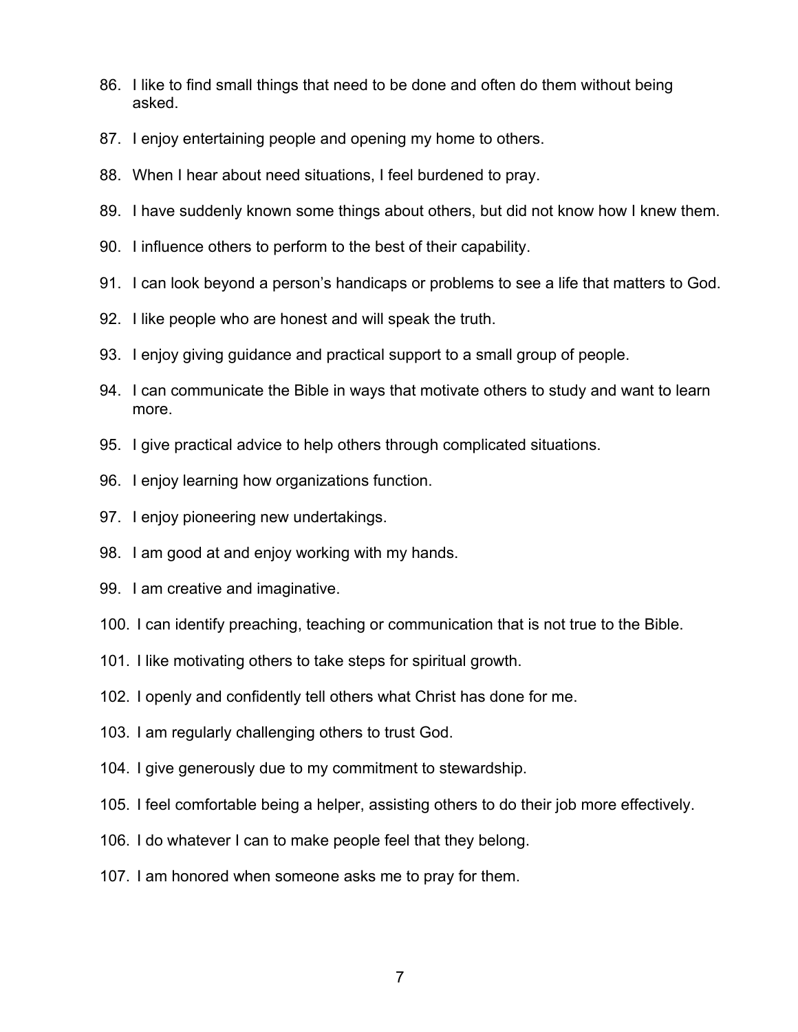86. I like to find small things that need to be done and often do them without being asked.
87. I enjoy entertaining people and opening my home to others.
88. When I hear about need situations, I feel burdened to pray.
89. I have suddenly known some things about others, but did not know how I knew them.
90. I influence others to perform to the best of their capability.
91. I can look beyond a person's handicaps or problems to see a life that matters to God.
92. I like people who are honest and will speak the truth.
93. I enjoy giving guidance and practical support to a small group of people.
94. I can communicate the Bible in ways that motivate others to study and want to learn more.
95. I give practical advice to help others through complicated situations.
96. I enjoy learning how organizations function.
97. I enjoy pioneering new undertakings.
98. I am good at and enjoy working with my hands.
99. I am creative and imaginative.
100. I can identify preaching, teaching or communication that is not true to the Bible.
101. I like motivating others to take steps for spiritual growth.
102. I openly and confidently tell others what Christ has done for me.
103. I am regularly challenging others to trust God.
104. I give generously due to my commitment to stewardship.
105. I feel comfortable being a helper, assisting others to do their job more effectively.
106. I do whatever I can to make people feel that they belong.
107. I am honored when someone asks me to pray for them.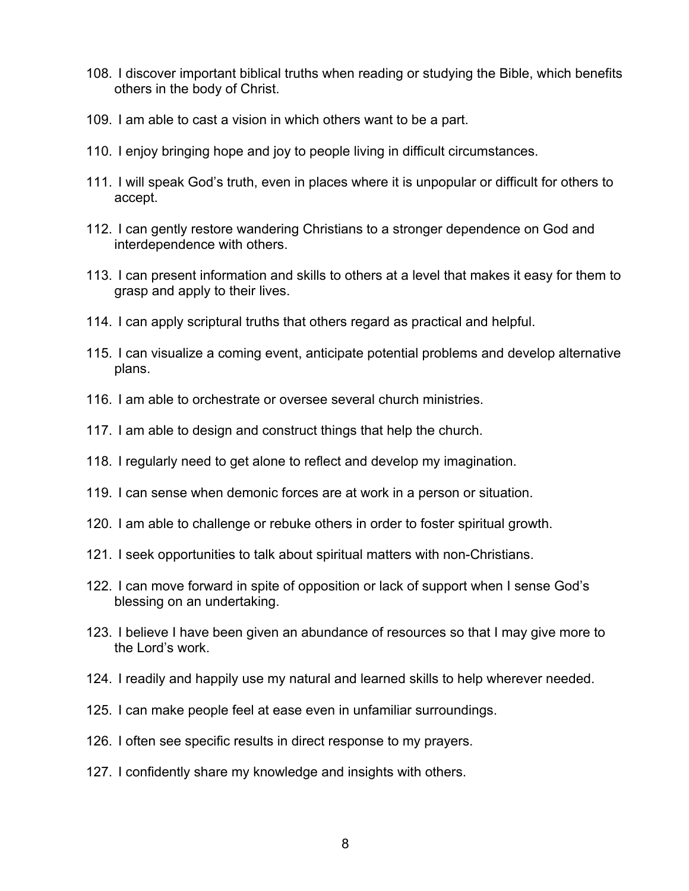108. I discover important biblical truths when reading or studying the Bible, which benefits others in the body of Christ.

109. I am able to cast a vision in which others want to be a part.

110. I enjoy bringing hope and joy to people living in difficult circumstances.

111. I will speak God's truth, even in places where it is unpopular or difficult for others to accept.

112. I can gently restore wandering Christians to a stronger dependence on God and interdependence with others.

113. I can present information and skills to others at a level that makes it easy for them to grasp and apply to their lives.

114. I can apply scriptural truths that others regard as practical and helpful.

115. I can visualize a coming event, anticipate potential problems and develop alternative plans.

116. I am able to orchestrate or oversee several church ministries.

117. I am able to design and construct things that help the church.

118. I regularly need to get alone to reflect and develop my imagination.

119. I can sense when demonic forces are at work in a person or situation.

120. I am able to challenge or rebuke others in order to foster spiritual growth.

121. I seek opportunities to talk about spiritual matters with non-Christians.

122. I can move forward in spite of opposition or lack of support when I sense God's blessing on an undertaking.

123. I believe I have been given an abundance of resources so that I may give more to the Lord's work.

124. I readily and happily use my natural and learned skills to help wherever needed.

125. I can make people feel at ease even in unfamiliar surroundings.

126. I often see specific results in direct response to my prayers.

127. I confidently share my knowledge and insights with others.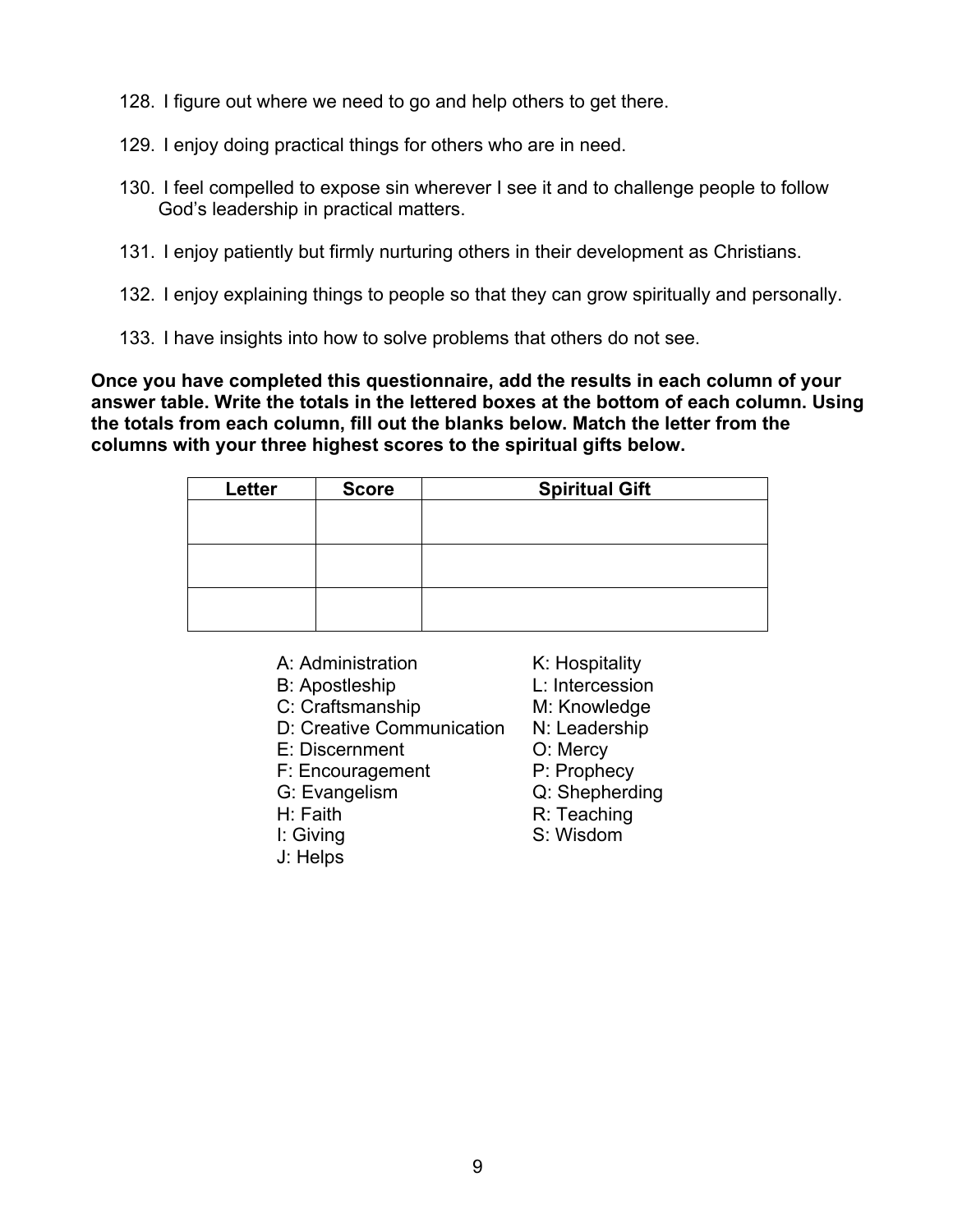128. I figure out where we need to go and help others to get there.

129. I enjoy doing practical things for others who are in need.

130. I feel compelled to expose sin wherever I see it and to challenge people to follow God's leadership in practical matters.

131. I enjoy patiently but firmly nurturing others in their development as Christians.

132. I enjoy explaining things to people so that they can grow spiritually and personally.

133. I have insights into how to solve problems that others do not see.

**Once you have completed this questionnaire, add the results in each column of your answer table. Write the totals in the lettered boxes at the bottom of each column. Using the totals from each column, fill out the blanks below. Match the letter from the columns with your three highest scores to the spiritual gifts below.**

| Letter | Score | Spiritual Gift |
|---|---|---|
| | | |
| | | |
| | | |

A: Administration
B: Apostleship
C: Craftsmanship
D: Creative Communication
E: Discernment
F: Encouragement
G: Evangelism
H: Faith
I: Giving
J: Helps
K: Hospitality
L: Intercession
M: Knowledge
N: Leadership
O: Mercy
P: Prophecy
Q: Shepherding
R: Teaching
S: Wisdom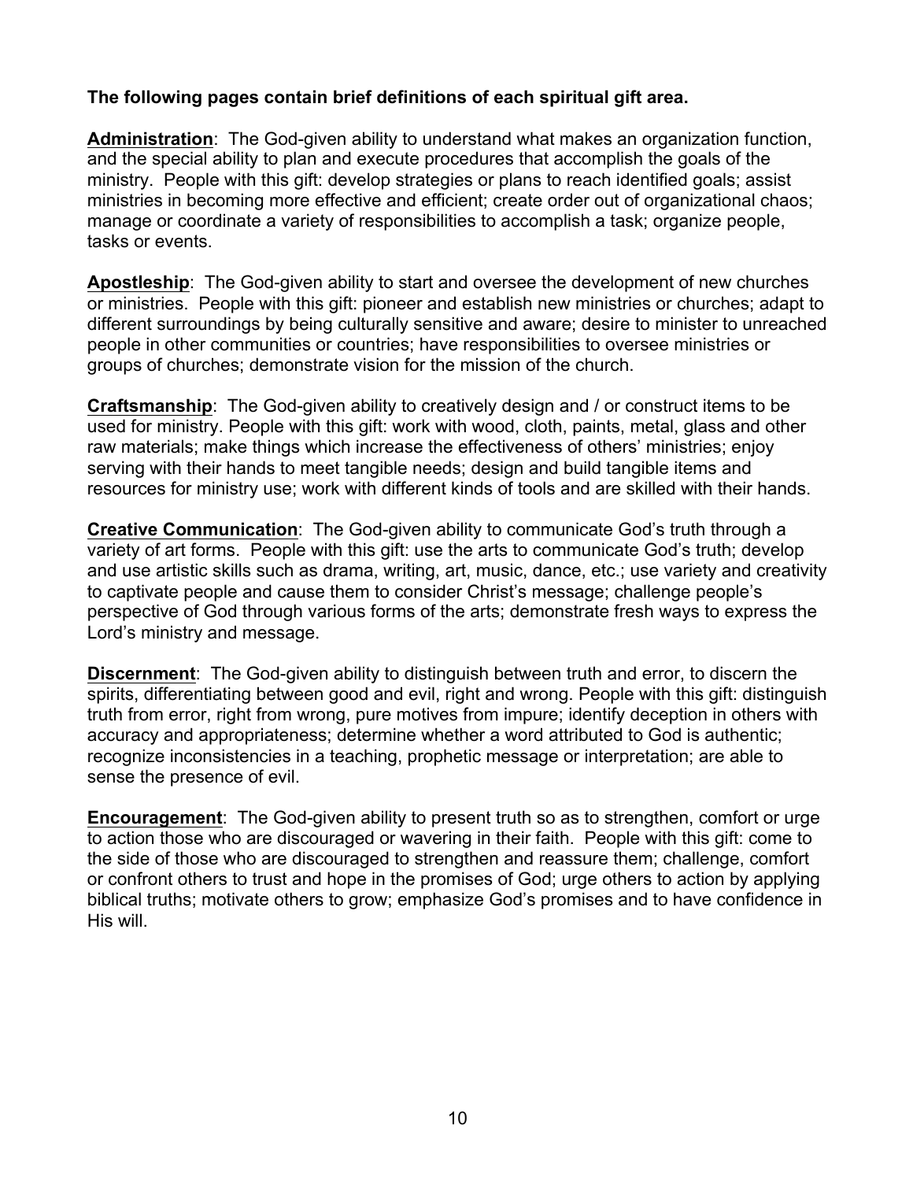**The following pages contain brief definitions of each spiritual gift area.**

**Administration**: The God-given ability to understand what makes an organization function, and the special ability to plan and execute procedures that accomplish the goals of the ministry. People with this gift: develop strategies or plans to reach identified goals; assist ministries in becoming more effective and efficient; create order out of organizational chaos; manage or coordinate a variety of responsibilities to accomplish a task; organize people, tasks or events.

**Apostleship**: The God-given ability to start and oversee the development of new churches or ministries. People with this gift: pioneer and establish new ministries or churches; adapt to different surroundings by being culturally sensitive and aware; desire to minister to unreached people in other communities or countries; have responsibilities to oversee ministries or groups of churches; demonstrate vision for the mission of the church.

**Craftsmanship**: The God-given ability to creatively design and / or construct items to be used for ministry. People with this gift: work with wood, cloth, paints, metal, glass and other raw materials; make things which increase the effectiveness of others' ministries; enjoy serving with their hands to meet tangible needs; design and build tangible items and resources for ministry use; work with different kinds of tools and are skilled with their hands.

**Creative Communication**: The God-given ability to communicate God's truth through a variety of art forms. People with this gift: use the arts to communicate God's truth; develop and use artistic skills such as drama, writing, art, music, dance, etc.; use variety and creativity to captivate people and cause them to consider Christ's message; challenge people's perspective of God through various forms of the arts; demonstrate fresh ways to express the Lord's ministry and message.

**Discernment**: The God-given ability to distinguish between truth and error, to discern the spirits, differentiating between good and evil, right and wrong. People with this gift: distinguish truth from error, right from wrong, pure motives from impure; identify deception in others with accuracy and appropriateness; determine whether a word attributed to God is authentic; recognize inconsistencies in a teaching, prophetic message or interpretation; are able to sense the presence of evil.

**Encouragement**: The God-given ability to present truth so as to strengthen, comfort or urge to action those who are discouraged or wavering in their faith. People with this gift: come to the side of those who are discouraged to strengthen and reassure them; challenge, comfort or confront others to trust and hope in the promises of God; urge others to action by applying biblical truths; motivate others to grow; emphasize God's promises and to have confidence in His will.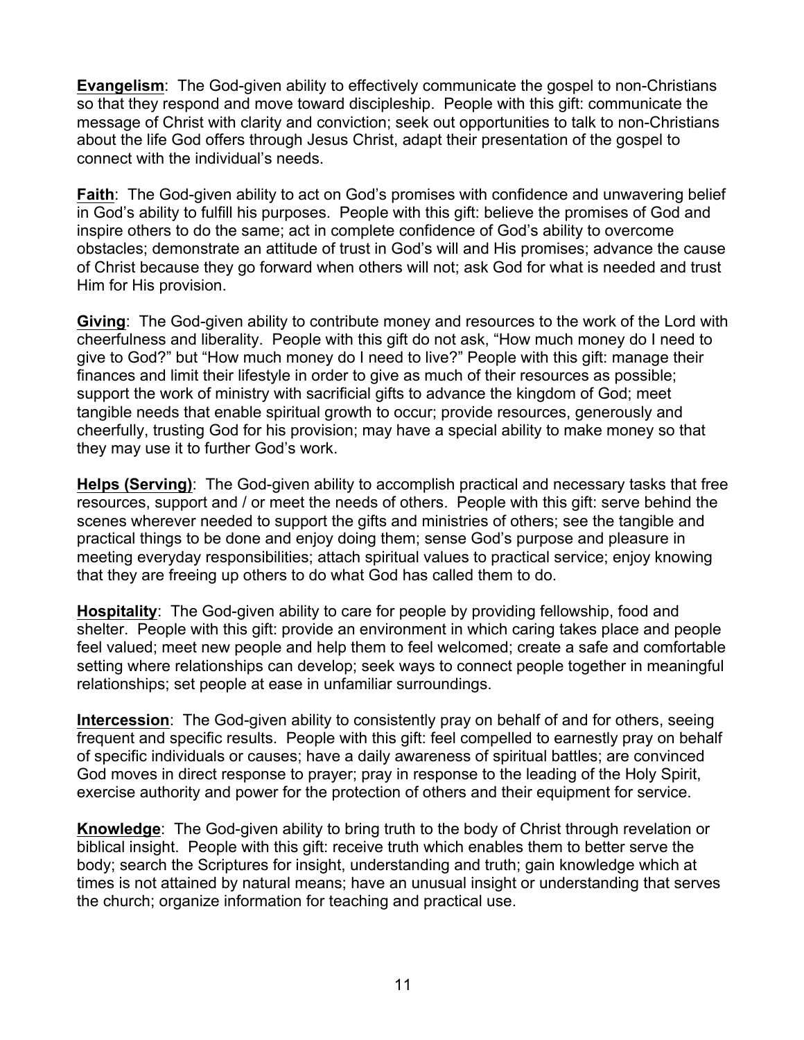**<u>Evangelism</u>**: The God-given ability to effectively communicate the gospel to non-Christians so that they respond and move toward discipleship. People with this gift: communicate the message of Christ with clarity and conviction; seek out opportunities to talk to non-Christians about the life God offers through Jesus Christ, adapt their presentation of the gospel to connect with the individual's needs.

**<u>Faith</u>**: The God-given ability to act on God's promises with confidence and unwavering belief in God's ability to fulfill his purposes. People with this gift: believe the promises of God and inspire others to do the same; act in complete confidence of God's ability to overcome obstacles; demonstrate an attitude of trust in God's will and His promises; advance the cause of Christ because they go forward when others will not; ask God for what is needed and trust Him for His provision.

**<u>Giving</u>**: The God-given ability to contribute money and resources to the work of the Lord with cheerfulness and liberality. People with this gift do not ask, "How much money do I need to give to God?" but "How much money do I need to live?" People with this gift: manage their finances and limit their lifestyle in order to give as much of their resources as possible; support the work of ministry with sacrificial gifts to advance the kingdom of God; meet tangible needs that enable spiritual growth to occur; provide resources, generously and cheerfully, trusting God for his provision; may have a special ability to make money so that they may use it to further God's work.

**<u>Helps (Serving)</u>**: The God-given ability to accomplish practical and necessary tasks that free resources, support and / or meet the needs of others. People with this gift: serve behind the scenes wherever needed to support the gifts and ministries of others; see the tangible and practical things to be done and enjoy doing them; sense God's purpose and pleasure in meeting everyday responsibilities; attach spiritual values to practical service; enjoy knowing that they are freeing up others to do what God has called them to do.

**<u>Hospitality</u>**: The God-given ability to care for people by providing fellowship, food and shelter. People with this gift: provide an environment in which caring takes place and people feel valued; meet new people and help them to feel welcomed; create a safe and comfortable setting where relationships can develop; seek ways to connect people together in meaningful relationships; set people at ease in unfamiliar surroundings.

**<u>Intercession</u>**: The God-given ability to consistently pray on behalf of and for others, seeing frequent and specific results. People with this gift: feel compelled to earnestly pray on behalf of specific individuals or causes; have a daily awareness of spiritual battles; are convinced God moves in direct response to prayer; pray in response to the leading of the Holy Spirit, exercise authority and power for the protection of others and their equipment for service.

**<u>Knowledge</u>**: The God-given ability to bring truth to the body of Christ through revelation or biblical insight. People with this gift: receive truth which enables them to better serve the body; search the Scriptures for insight, understanding and truth; gain knowledge which at times is not attained by natural means; have an unusual insight or understanding that serves the church; organize information for teaching and practical use.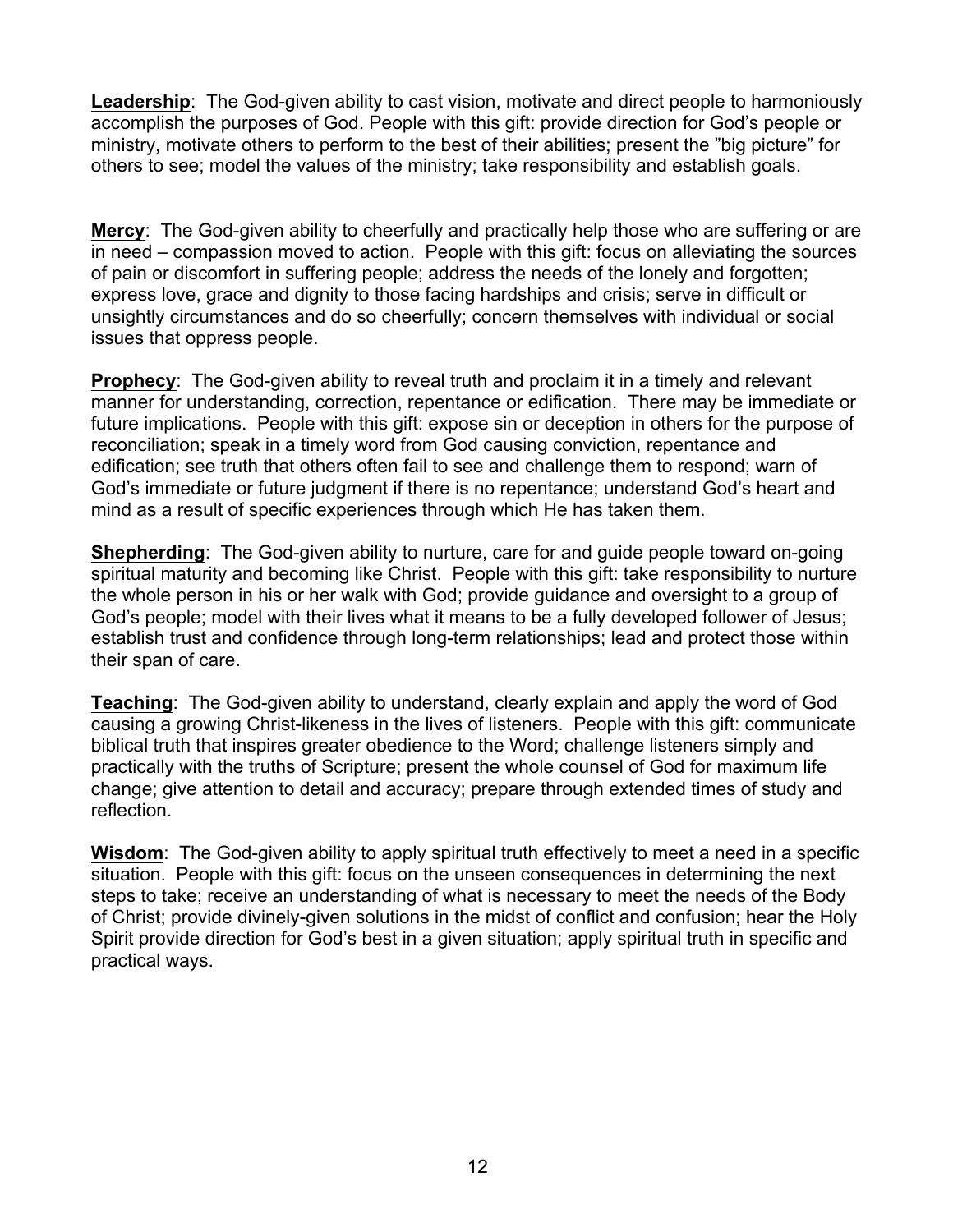**Leadership**: The God-given ability to cast vision, motivate and direct people to harmoniously accomplish the purposes of God. People with this gift: provide direction for God's people or ministry, motivate others to perform to the best of their abilities; present the "big picture" for others to see; model the values of the ministry; take responsibility and establish goals.

**Mercy**: The God-given ability to cheerfully and practically help those who are suffering or are in need – compassion moved to action. People with this gift: focus on alleviating the sources of pain or discomfort in suffering people; address the needs of the lonely and forgotten; express love, grace and dignity to those facing hardships and crisis; serve in difficult or unsightly circumstances and do so cheerfully; concern themselves with individual or social issues that oppress people.

**Prophecy**: The God-given ability to reveal truth and proclaim it in a timely and relevant manner for understanding, correction, repentance or edification. There may be immediate or future implications. People with this gift: expose sin or deception in others for the purpose of reconciliation; speak in a timely word from God causing conviction, repentance and edification; see truth that others often fail to see and challenge them to respond; warn of God's immediate or future judgment if there is no repentance; understand God's heart and mind as a result of specific experiences through which He has taken them.

**Shepherding**: The God-given ability to nurture, care for and guide people toward on-going spiritual maturity and becoming like Christ. People with this gift: take responsibility to nurture the whole person in his or her walk with God; provide guidance and oversight to a group of God's people; model with their lives what it means to be a fully developed follower of Jesus; establish trust and confidence through long-term relationships; lead and protect those within their span of care.

**Teaching**: The God-given ability to understand, clearly explain and apply the word of God causing a growing Christ-likeness in the lives of listeners. People with this gift: communicate biblical truth that inspires greater obedience to the Word; challenge listeners simply and practically with the truths of Scripture; present the whole counsel of God for maximum life change; give attention to detail and accuracy; prepare through extended times of study and reflection.

**Wisdom**: The God-given ability to apply spiritual truth effectively to meet a need in a specific situation. People with this gift: focus on the unseen consequences in determining the next steps to take; receive an understanding of what is necessary to meet the needs of the Body of Christ; provide divinely-given solutions in the midst of conflict and confusion; hear the Holy Spirit provide direction for God's best in a given situation; apply spiritual truth in specific and practical ways.